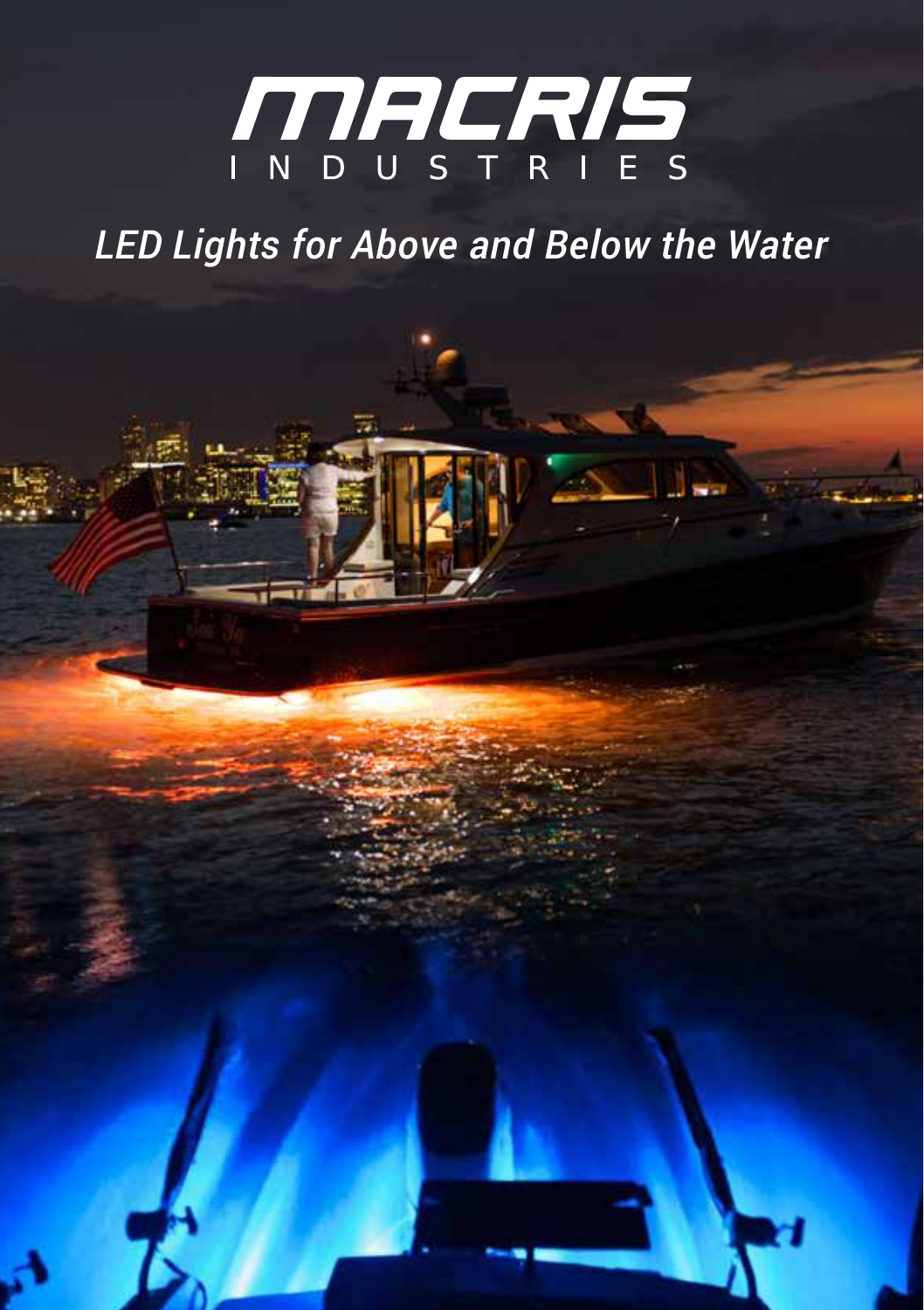# MACRIS INDUSTRIES

*LED Lights for Above and Below the Water*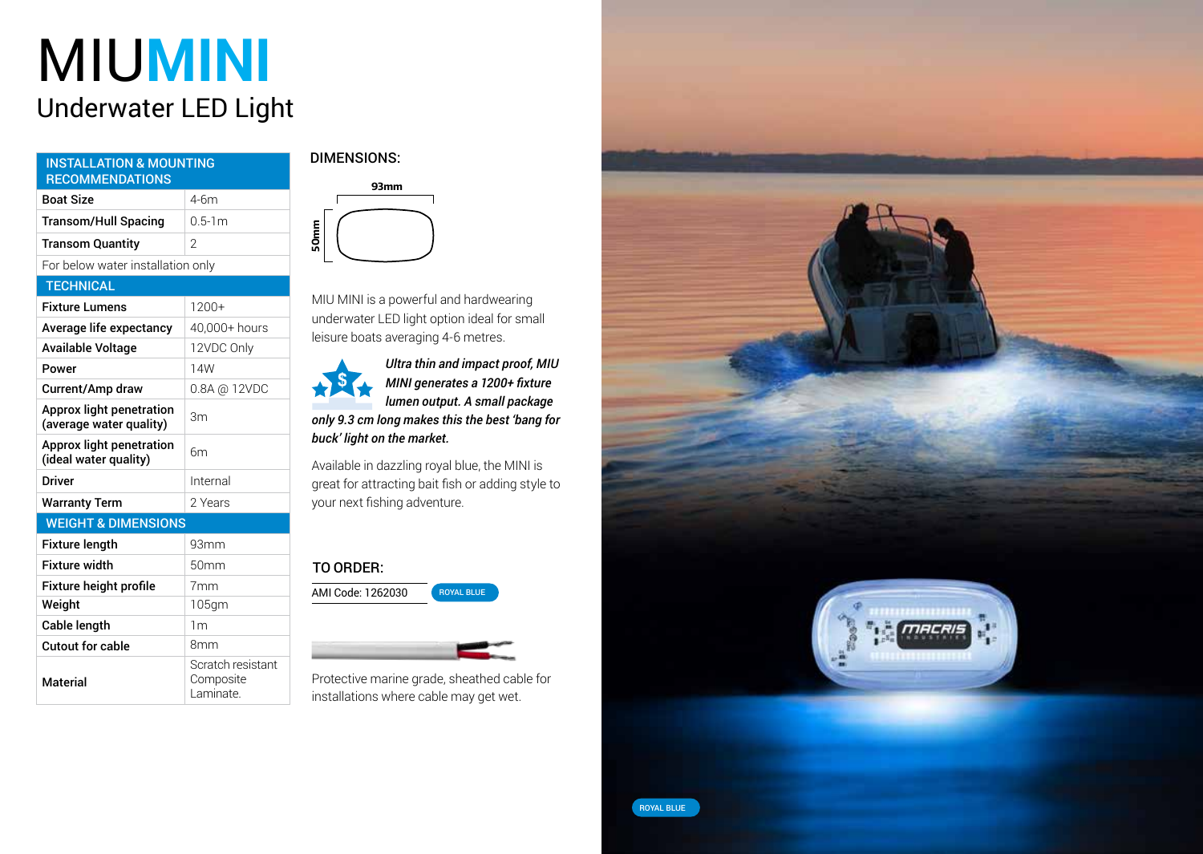# MIUMINI

## Underwater LED Light

| INSTALLATION & MOUNTING RECOMMENDATIONS | |
|---|---|
| **Boat Size** | 4-6m |
| **Transom/Hull Spacing** | 0.5-1m |
| **Transom Quantity** | 2 |
| For below water installation only | |
| **TECHNICAL** | |
| **Fixture Lumens** | 1200+ |
| **Average life expectancy** | 40,000+ hours |
| **Available Voltage** | 12VDC Only |
| **Power** | 14W |
| **Current/Amp draw** | 0.8A @ 12VDC |
| **Approx light penetration (average water quality)** | 3m |
| **Approx light penetration (ideal water quality)** | 6m |
| **Driver** | Internal |
| **Warranty Term** | 2 Years |
| **WEIGHT & DIMENSIONS** | |
| **Fixture length** | 93mm |
| **Fixture width** | 50mm |
| **Fixture height profile** | 7mm |
| **Weight** | 105gm |
| **Cable length** | 1m |
| **Cutout for cable** | 8mm |
| **Material** | Scratch resistant Composite Laminate. |

### DIMENSIONS:

93mm

50mm

MIU MINI is a powerful and hardwearing underwater LED light option ideal for small leisure boats averaging 4-6 metres.

***Ultra thin and impact proof, MIU MINI generates a 1200+ fixture lumen output. A small package only 9.3 cm long makes this the best 'bang for buck' light on the market.***

Available in dazzling royal blue, the MINI is great for attracting bait fish or adding style to your next fishing adventure.

### TO ORDER:

AMI Code: 1262030 ROYAL BLUE

Protective marine grade, sheathed cable for installations where cable may get wet.

ROYAL BLUE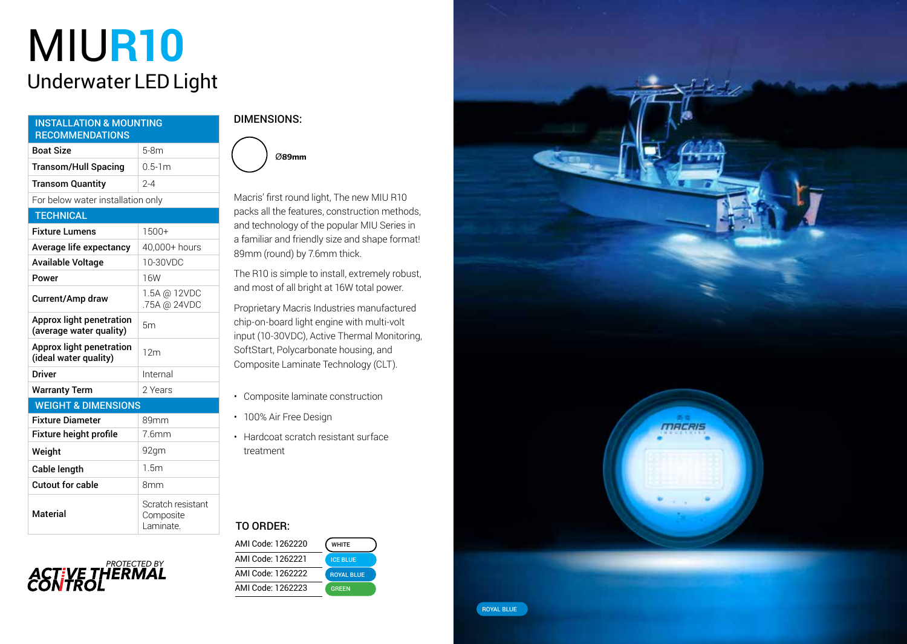# MIUR10

## Underwater LED Light

| INSTALLATION & MOUNTING RECOMMENDATIONS | |
|---|---|
| **Boat Size** | 5-8m |
| **Transom/Hull Spacing** | 0.5-1m |
| **Transom Quantity** | 2-4 |
| For below water installation only | |
| **TECHNICAL** | |
| **Fixture Lumens** | 1500+ |
| **Average life expectancy** | 40,000+ hours |
| **Available Voltage** | 10-30VDC |
| **Power** | 16W |
| **Current/Amp draw** | 1.5A @ 12VDC<br>.75A @ 24VDC |
| **Approx light penetration (average water quality)** | 5m |
| **Approx light penetration (ideal water quality)** | 12m |
| **Driver** | Internal |
| **Warranty Term** | 2 Years |
| **WEIGHT & DIMENSIONS** | |
| **Fixture Diameter** | 89mm |
| **Fixture height profile** | 7.6mm |
| **Weight** | 92gm |
| **Cable length** | 1.5m |
| **Cutout for cable** | 8mm |
| **Material** | Scratch resistant Composite Laminate. |

PROTECTED BY ACTIVE THERMAL CONTROL

### DIMENSIONS:

Ø89mm

Macris' first round light, The new MIU R10 packs all the features, construction methods, and technology of the popular MIU Series in a familiar and friendly size and shape format! 89mm (round) by 7.6mm thick.

The R10 is simple to install, extremely robust, and most of all bright at 16W total power.

Proprietary Macris Industries manufactured chip-on-board light engine with multi-volt input (10-30VDC), Active Thermal Monitoring, SoftStart, Polycarbonate housing, and Composite Laminate Technology (CLT).

- Composite laminate construction
- 100% Air Free Design
- Hardcoat scratch resistant surface treatment

### TO ORDER:

| AMI Code | Colour |
|---|---|
| AMI Code: 1262220 | WHITE |
| AMI Code: 1262221 | ICE BLUE |
| AMI Code: 1262222 | ROYAL BLUE |
| AMI Code: 1262223 | GREEN |

ROYAL BLUE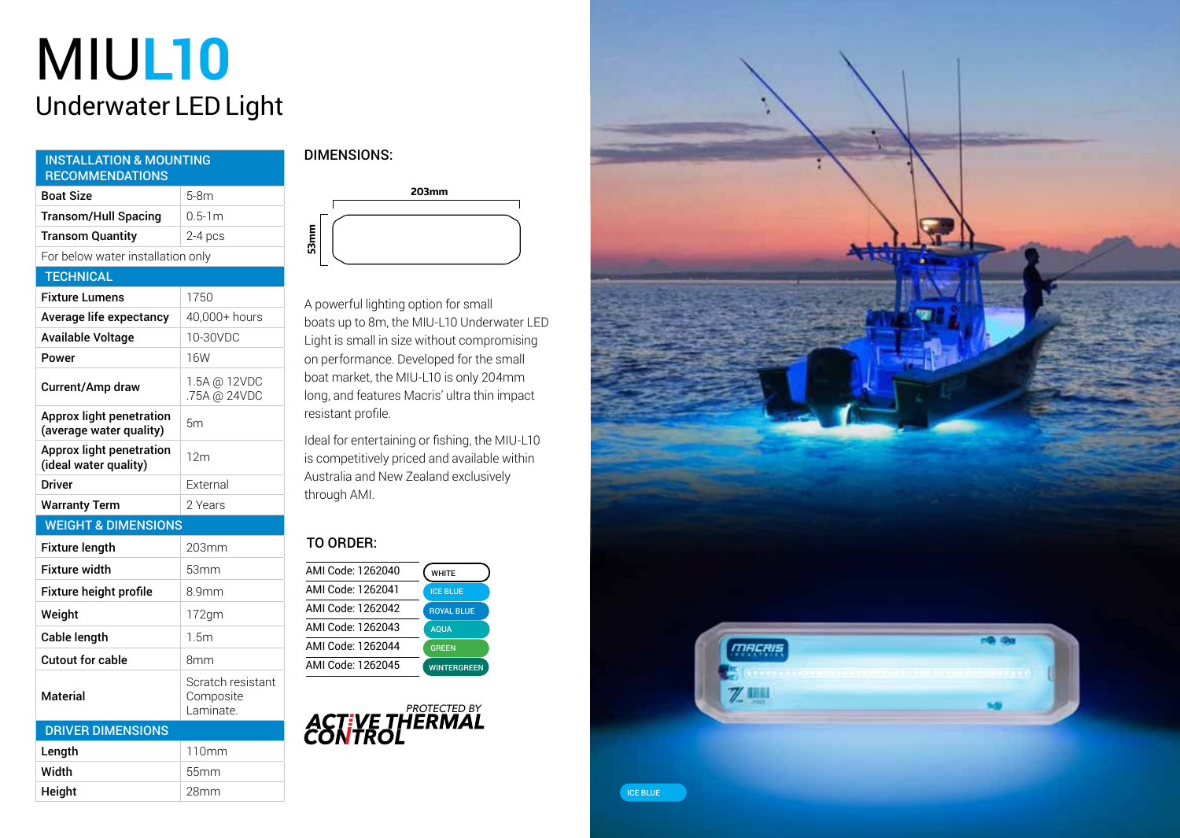# MIUL10

## Underwater LED Light

| INSTALLATION & MOUNTING RECOMMENDATIONS | |
|---|---|
| **Boat Size** | 5-8m |
| **Transom/Hull Spacing** | 0.5-1m |
| **Transom Quantity** | 2-4 pcs |
| For below water installation only | |
| **TECHNICAL** | |
| **Fixture Lumens** | 1750 |
| **Average life expectancy** | 40,000+ hours |
| **Available Voltage** | 10-30VDC |
| **Power** | 16W |
| **Current/Amp draw** | 1.5A @ 12VDC<br>.75A @ 24VDC |
| **Approx light penetration (average water quality)** | 5m |
| **Approx light penetration (ideal water quality)** | 12m |
| **Driver** | External |
| **Warranty Term** | 2 Years |
| **WEIGHT & DIMENSIONS** | |
| **Fixture length** | 203mm |
| **Fixture width** | 53mm |
| **Fixture height profile** | 8.9mm |
| **Weight** | 172gm |
| **Cable length** | 1.5m |
| **Cutout for cable** | 8mm |
| **Material** | Scratch resistant Composite Laminate. |
| **DRIVER DIMENSIONS** | |
| **Length** | 110mm |
| **Width** | 55mm |
| **Height** | 28mm |

### DIMENSIONS:

203mm

53mm

A powerful lighting option for small boats up to 8m, the MIU-L10 Underwater LED Light is small in size without compromising on performance. Developed for the small boat market, the MIU-L10 is only 204mm long, and features Macris' ultra thin impact resistant profile.

Ideal for entertaining or fishing, the MIU-L10 is competitively priced and available within Australia and New Zealand exclusively through AMI.

### TO ORDER:

| | |
|---|---|
| AMI Code: 1262040 | WHITE |
| AMI Code: 1262041 | ICE BLUE |
| AMI Code: 1262042 | ROYAL BLUE |
| AMI Code: 1262043 | AQUA |
| AMI Code: 1262044 | GREEN |
| AMI Code: 1262045 | WINTERGREEN |

PROTECTED BY ACTIVE THERMAL CONTROL

ICE BLUE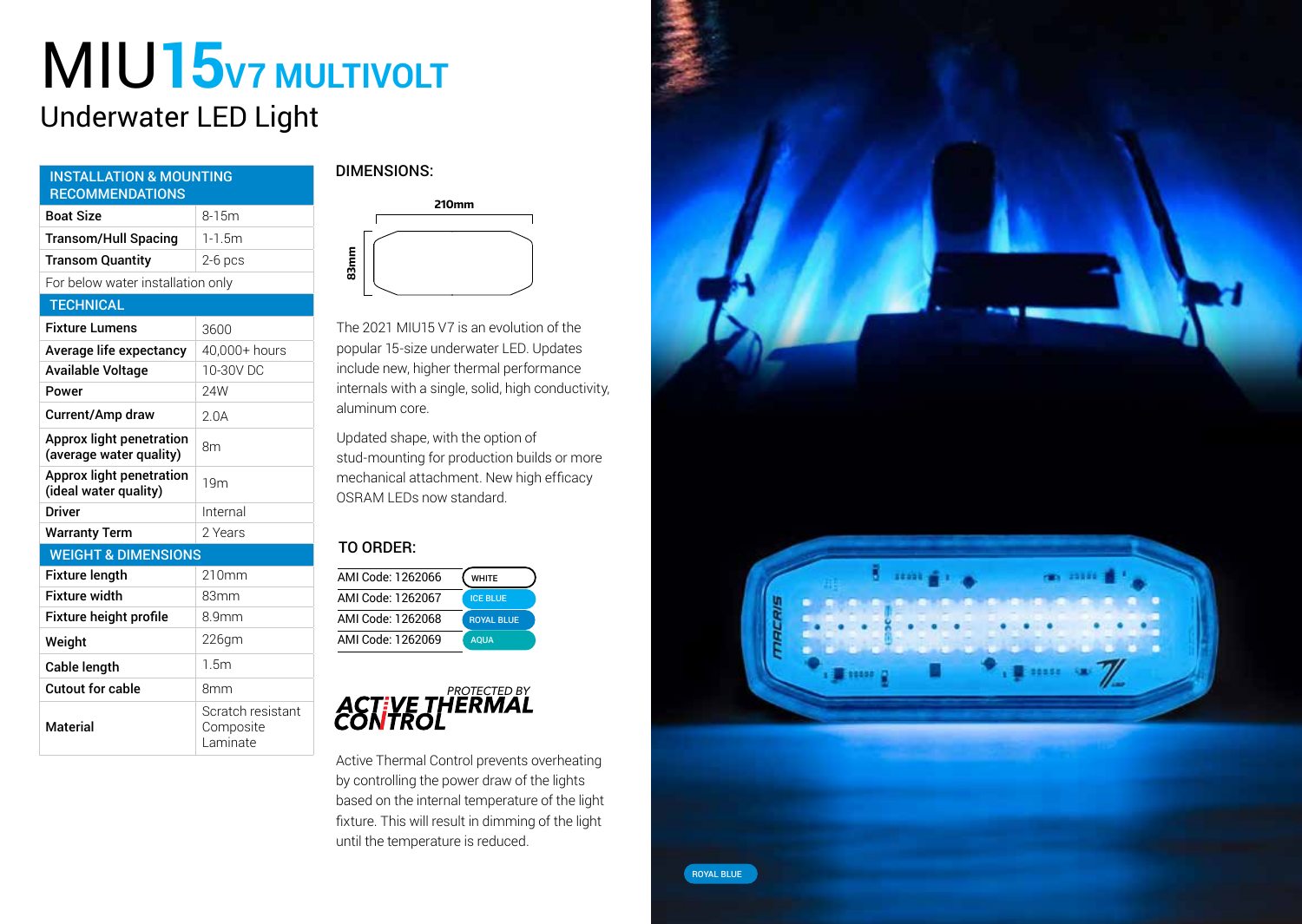# MIU15 V7 MULTIVOLT

## Underwater LED Light

| INSTALLATION & MOUNTING RECOMMENDATIONS | |
|---|---|
| **Boat Size** | 8-15m |
| **Transom/Hull Spacing** | 1-1.5m |
| **Transom Quantity** | 2-6 pcs |
| For below water installation only | |
| **TECHNICAL** | |
| **Fixture Lumens** | 3600 |
| **Average life expectancy** | 40,000+ hours |
| **Available Voltage** | 10-30V DC |
| **Power** | 24W |
| **Current/Amp draw** | 2.0A |
| **Approx light penetration (average water quality)** | 8m |
| **Approx light penetration (ideal water quality)** | 19m |
| **Driver** | Internal |
| **Warranty Term** | 2 Years |
| **WEIGHT & DIMENSIONS** | |
| **Fixture length** | 210mm |
| **Fixture width** | 83mm |
| **Fixture height profile** | 8.9mm |
| **Weight** | 226gm |
| **Cable length** | 1.5m |
| **Cutout for cable** | 8mm |
| **Material** | Scratch resistant Composite Laminate |

### DIMENSIONS:

210mm

83mm

The 2021 MIU15 V7 is an evolution of the popular 15-size underwater LED. Updates include new, higher thermal performance internals with a single, solid, high conductivity, aluminum core.

Updated shape, with the option of stud-mounting for production builds or more mechanical attachment. New high efficacy OSRAM LEDs now standard.

### TO ORDER:

| | |
|---|---|
| AMI Code: 1262066 | WHITE |
| AMI Code: 1262067 | ICE BLUE |
| AMI Code: 1262068 | ROYAL BLUE |
| AMI Code: 1262069 | AQUA |

*PROTECTED BY* **ACTIVE THERMAL CONTROL**

Active Thermal Control prevents overheating by controlling the power draw of the lights based on the internal temperature of the light fixture. This will result in dimming of the light until the temperature is reduced.

ROYAL BLUE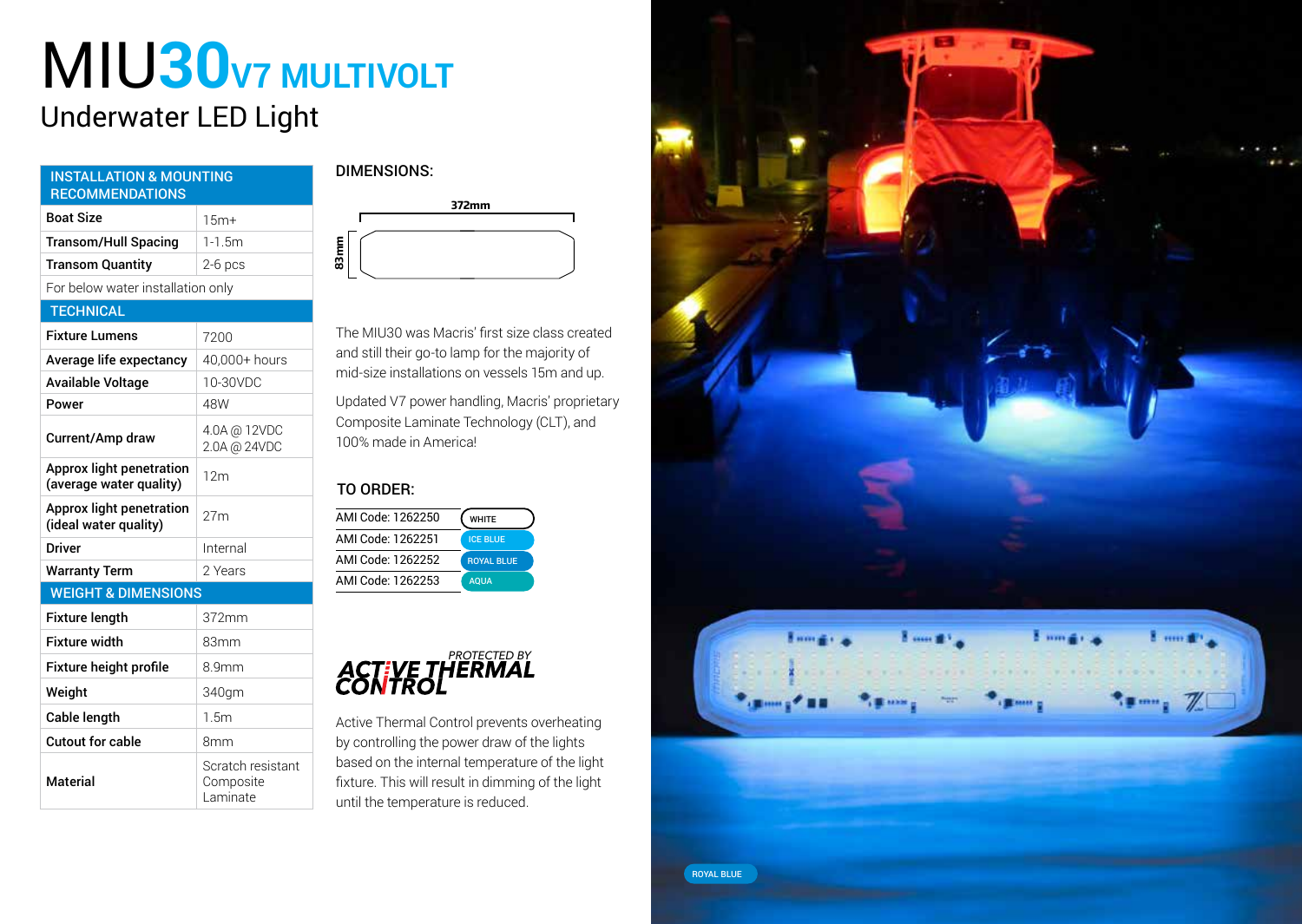# MIU30 V7 MULTIVOLT

## Underwater LED Light

| INSTALLATION & MOUNTING RECOMMENDATIONS | |
|---|---|
| **Boat Size** | 15m+ |
| **Transom/Hull Spacing** | 1-1.5m |
| **Transom Quantity** | 2-6 pcs |
| For below water installation only | |
| **TECHNICAL** | |
| **Fixture Lumens** | 7200 |
| **Average life expectancy** | 40,000+ hours |
| **Available Voltage** | 10-30VDC |
| **Power** | 48W |
| **Current/Amp draw** | 4.0A @ 12VDC<br>2.0A @ 24VDC |
| **Approx light penetration (average water quality)** | 12m |
| **Approx light penetration (ideal water quality)** | 27m |
| **Driver** | Internal |
| **Warranty Term** | 2 Years |
| **WEIGHT & DIMENSIONS** | |
| **Fixture length** | 372mm |
| **Fixture width** | 83mm |
| **Fixture height profile** | 8.9mm |
| **Weight** | 340gm |
| **Cable length** | 1.5m |
| **Cutout for cable** | 8mm |
| **Material** | Scratch resistant Composite Laminate |

### DIMENSIONS:

372mm

83mm

The MIU30 was Macris' first size class created and still their go-to lamp for the majority of mid-size installations on vessels 15m and up.

Updated V7 power handling, Macris' proprietary Composite Laminate Technology (CLT), and 100% made in America!

### TO ORDER:

| | |
|---|---|
| AMI Code: 1262250 | WHITE |
| AMI Code: 1262251 | ICE BLUE |
| AMI Code: 1262252 | ROYAL BLUE |
| AMI Code: 1262253 | AQUA |

*PROTECTED BY* **ACTIVE THERMAL CONTROL**

Active Thermal Control prevents overheating by controlling the power draw of the lights based on the internal temperature of the light fixture. This will result in dimming of the light fixture until the temperature is reduced.

ROYAL BLUE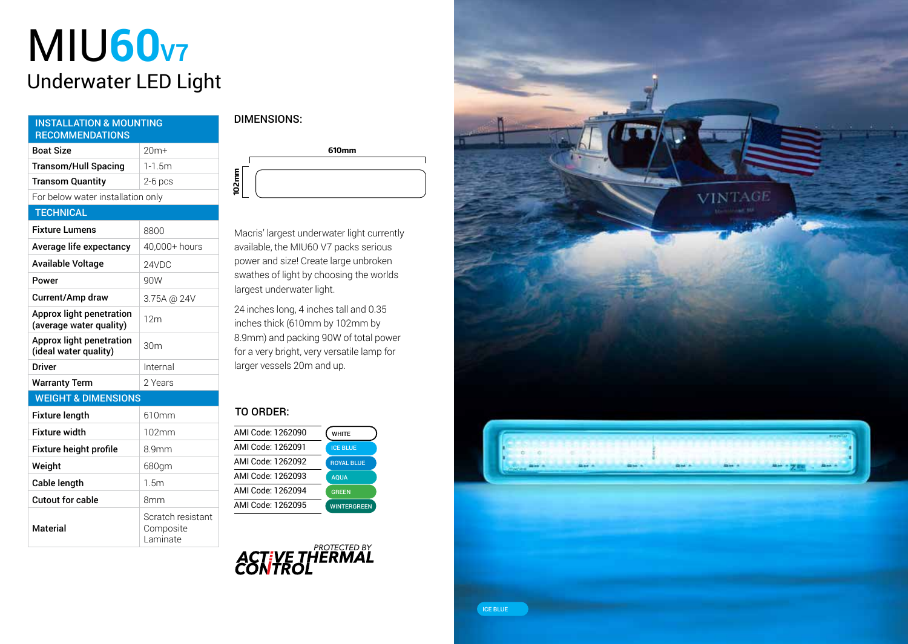# MIU60V7

## Underwater LED Light

| INSTALLATION & MOUNTING RECOMMENDATIONS | |
|---|---|
| **Boat Size** | 20m+ |
| **Transom/Hull Spacing** | 1-1.5m |
| **Transom Quantity** | 2-6 pcs |
| For below water installation only | |
| **TECHNICAL** | |
| **Fixture Lumens** | 8800 |
| **Average life expectancy** | 40,000+ hours |
| **Available Voltage** | 24VDC |
| **Power** | 90W |
| **Current/Amp draw** | 3.75A @ 24V |
| **Approx light penetration (average water quality)** | 12m |
| **Approx light penetration (ideal water quality)** | 30m |
| **Driver** | Internal |
| **Warranty Term** | 2 Years |
| **WEIGHT & DIMENSIONS** | |
| **Fixture length** | 610mm |
| **Fixture width** | 102mm |
| **Fixture height profile** | 8.9mm |
| **Weight** | 680gm |
| **Cable length** | 1.5m |
| **Cutout for cable** | 8mm |
| **Material** | Scratch resistant Composite Laminate |

### DIMENSIONS:

610mm

102mm

Macris' largest underwater light currently available, the MIU60 V7 packs serious power and size! Create large unbroken swathes of light by choosing the worlds largest underwater light.

24 inches long, 4 inches tall and 0.35 inches thick (610mm by 102mm by 8.9mm) and packing 90W of total power for a very bright, very versatile lamp for larger vessels 20m and up.

### TO ORDER:

| AMI Code | Colour |
|---|---|
| AMI Code: 1262090 | WHITE |
| AMI Code: 1262091 | ICE BLUE |
| AMI Code: 1262092 | ROYAL BLUE |
| AMI Code: 1262093 | AQUA |
| AMI Code: 1262094 | GREEN |
| AMI Code: 1262095 | WINTERGREEN |

PROTECTED BY ACTIVE THERMAL CONTROL

ICE BLUE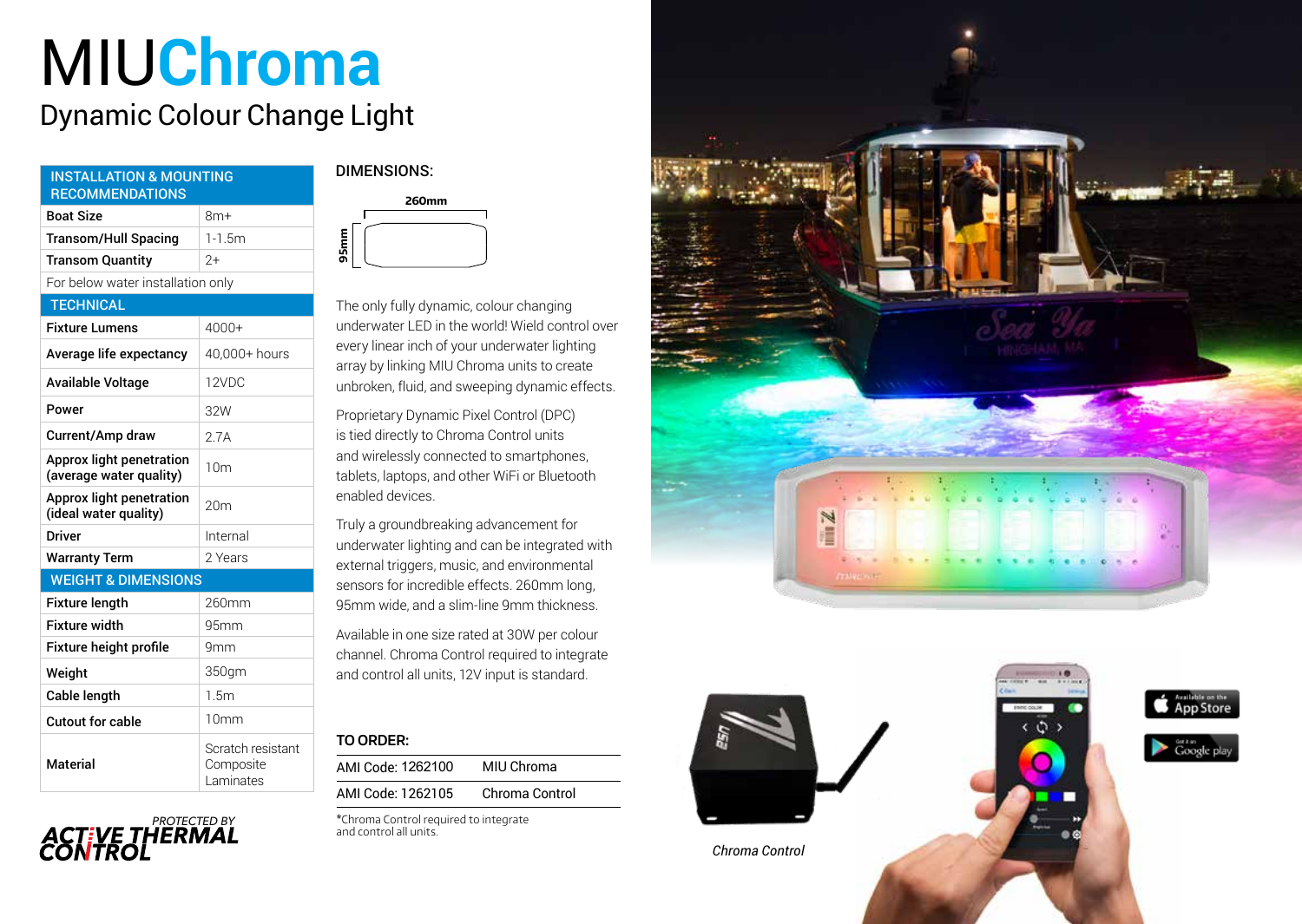# MIUChroma

## Dynamic Colour Change Light

| INSTALLATION & MOUNTING RECOMMENDATIONS | |
|---|---|
| **Boat Size** | 8m+ |
| **Transom/Hull Spacing** | 1-1.5m |
| **Transom Quantity** | 2+ |
| For below water installation only | |
| **TECHNICAL** | |
| **Fixture Lumens** | 4000+ |
| **Average life expectancy** | 40,000+ hours |
| **Available Voltage** | 12VDC |
| **Power** | 32W |
| **Current/Amp draw** | 2.7A |
| **Approx light penetration (average water quality)** | 10m |
| **Approx light penetration (ideal water quality)** | 20m |
| **Driver** | Internal |
| **Warranty Term** | 2 Years |
| **WEIGHT & DIMENSIONS** | |
| **Fixture length** | 260mm |
| **Fixture width** | 95mm |
| **Fixture height profile** | 9mm |
| **Weight** | 350gm |
| **Cable length** | 1.5m |
| **Cutout for cable** | 10mm |
| **Material** | Scratch resistant Composite Laminates |

PROTECTED BY ACTIVE THERMAL CONTROL

### DIMENSIONS:

260mm × 95mm

The only fully dynamic, colour changing underwater LED in the world! Wield control over every linear inch of your underwater lighting array by linking MIU Chroma units to create unbroken, fluid, and sweeping dynamic effects.

Proprietary Dynamic Pixel Control (DPC) is tied directly to Chroma Control units and wirelessly connected to smartphones, tablets, laptops, and other WiFi or Bluetooth enabled devices.

Truly a groundbreaking advancement for underwater lighting and can be integrated with external triggers, music, and environmental sensors for incredible effects. 260mm long, 95mm wide, and a slim-line 9mm thickness.

Available in one size rated at 30W per colour channel. Chroma Control required to integrate and control all units, 12V input is standard.

### TO ORDER:

| | |
|---|---|
| AMI Code: 1262100 | MIU Chroma |
| AMI Code: 1262105 | Chroma Control |

*Chroma Control required to integrate and control all units.

*Chroma Control*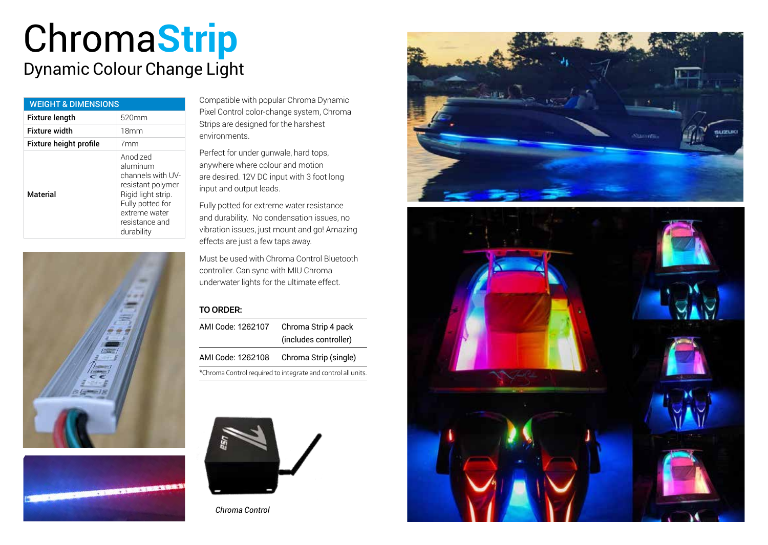# ChromaStrip

## Dynamic Colour Change Light

| WEIGHT & DIMENSIONS | |
|---|---|
| Fixture length | 520mm |
| Fixture width | 18mm |
| Fixture height profile | 7mm |
| Material | Anodized aluminum channels with UV-resistant polymer Rigid light strip. Fully potted for extreme water resistance and durability |

Compatible with popular Chroma Dynamic Pixel Control color-change system, Chroma Strips are designed for the harshest environments.

Perfect for under gunwale, hard tops, anywhere where colour and motion are desired. 12V DC input with 3 foot long input and output leads.

Fully potted for extreme water resistance and durability. No condensation issues, no vibration issues, just mount and go! Amazing effects are just a few taps away.

Must be used with Chroma Control Bluetooth controller. Can sync with MIU Chroma underwater lights for the ultimate effect.

**TO ORDER:**

| | |
|---|---|
| AMI Code: 1262107 | Chroma Strip 4 pack (includes controller) |
| AMI Code: 1262108 | Chroma Strip (single) |

*Chroma Control required to integrate and control all units.

*Chroma Control*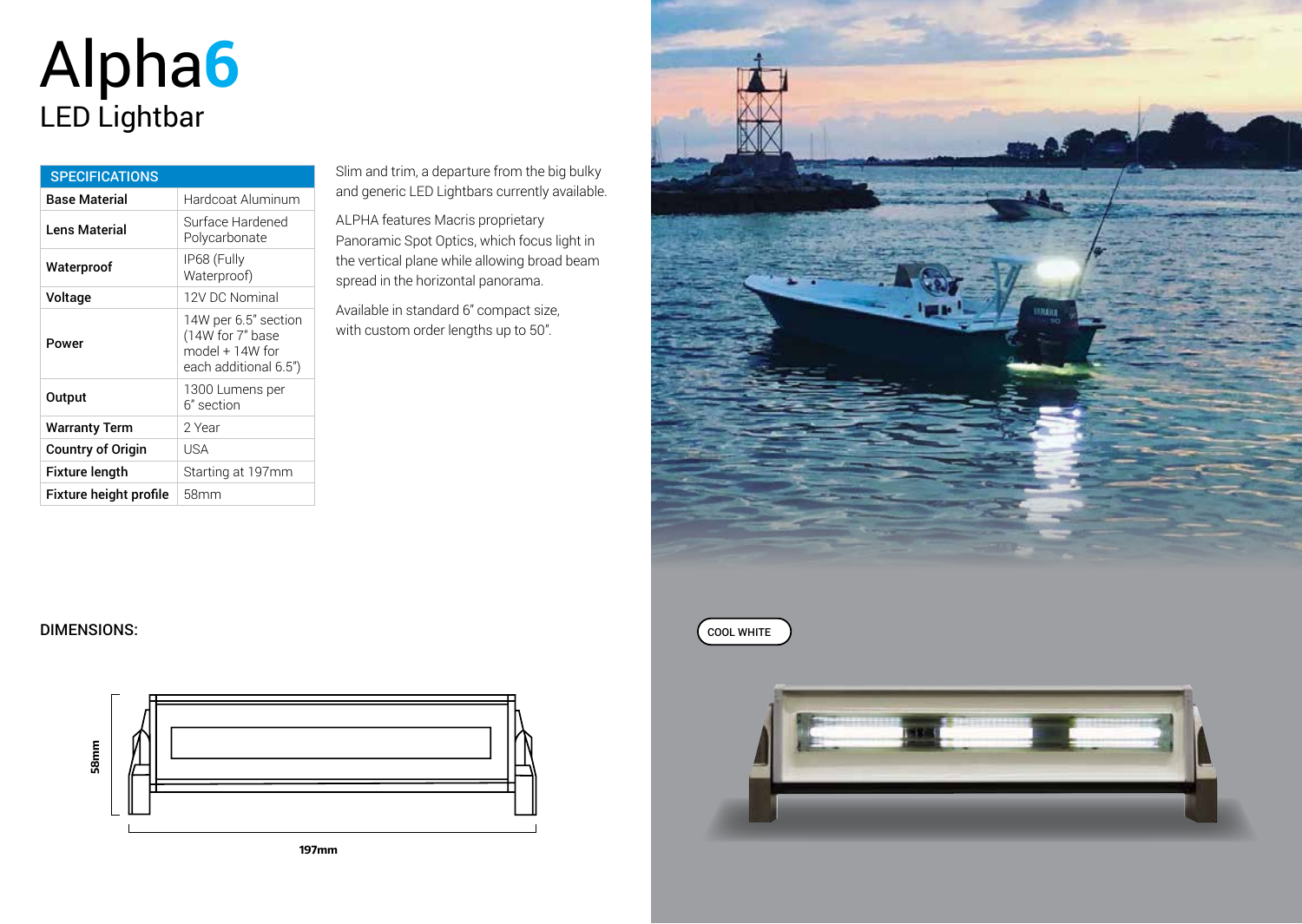# Alpha6

## LED Lightbar

| SPECIFICATIONS | |
|---|---|
| **Base Material** | Hardcoat Aluminum |
| **Lens Material** | Surface Hardened Polycarbonate |
| **Waterproof** | IP68 (Fully Waterproof) |
| **Voltage** | 12V DC Nominal |
| **Power** | 14W per 6.5" section (14W for 7" base model + 14W for each additional 6.5") |
| **Output** | 1300 Lumens per 6" section |
| **Warranty Term** | 2 Year |
| **Country of Origin** | USA |
| **Fixture length** | Starting at 197mm |
| **Fixture height profile** | 58mm |

Slim and trim, a departure from the big bulky and generic LED Lightbars currently available.

ALPHA features Macris proprietary Panoramic Spot Optics, which focus light in the vertical plane while allowing broad beam spread in the horizontal panorama.

Available in standard 6" compact size, with custom order lengths up to 50".

DIMENSIONS:

58mm

197mm

COOL WHITE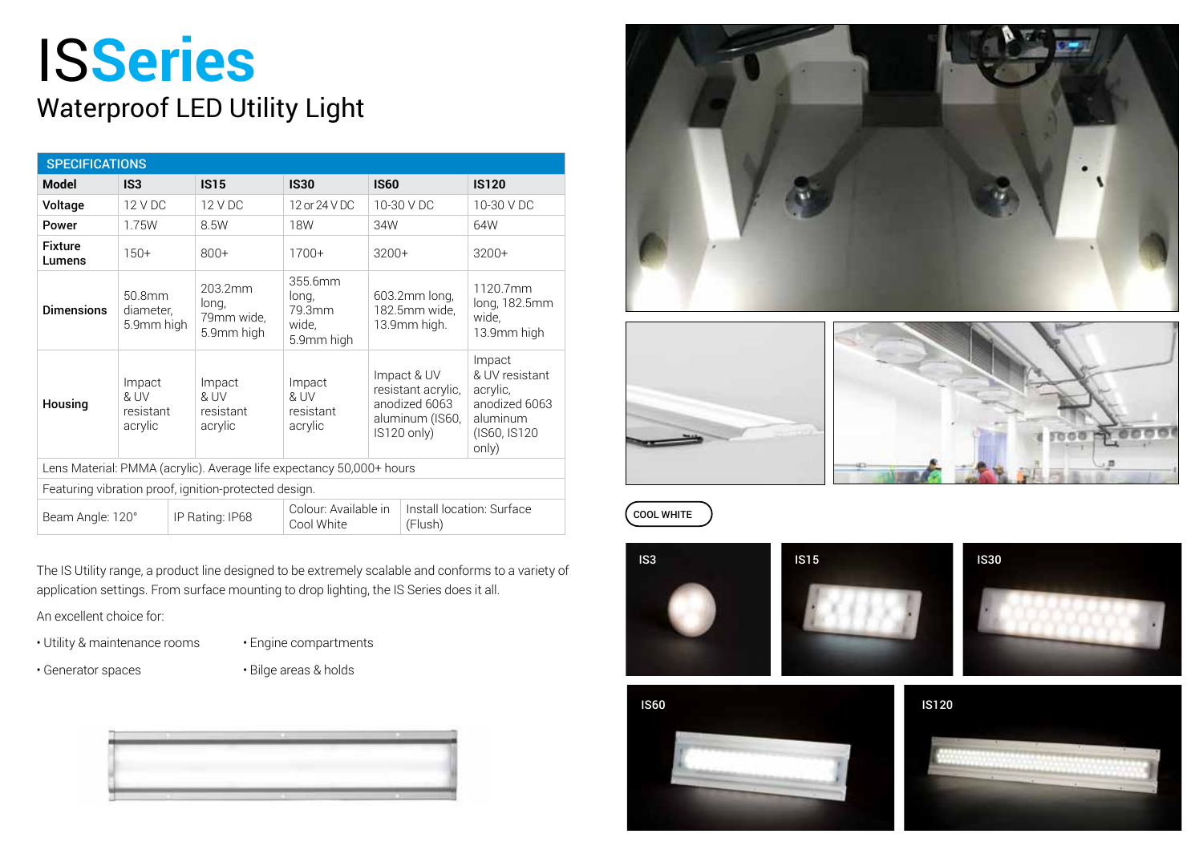# ISSeries

## Waterproof LED Utility Light

| SPECIFICATIONS | | | | | |
|---|---|---|---|---|---|
| **Model** | **IS3** | **IS15** | **IS30** | **IS60** | **IS120** |
| **Voltage** | 12 V DC | 12 V DC | 12 or 24 V DC | 10-30 V DC | 10-30 V DC |
| **Power** | 1.75W | 8.5W | 18W | 34W | 64W |
| **Fixture Lumens** | 150+ | 800+ | 1700+ | 3200+ | 3200+ |
| **Dimensions** | 50.8mm diameter, 5.9mm high | 203.2mm long, 79mm wide, 5.9mm high | 355.6mm long, 79.3mm wide, 5.9mm high | 603.2mm long, 182.5mm wide, 13.9mm high. | 1120.7mm long, 182.5mm wide, 13.9mm high |
| **Housing** | Impact & UV resistant acrylic | Impact & UV resistant acrylic | Impact & UV resistant acrylic | Impact & UV resistant acrylic, anodized 6063 aluminum (IS60, IS120 only) | Impact & UV resistant acrylic, anodized 6063 aluminum (IS60, IS120 only) |
| Lens Material: PMMA (acrylic). Average life expectancy 50,000+ hours | | | | | |
| Featuring vibration proof, ignition-protected design. | | | | | |
| Beam Angle: 120° | IP Rating: IP68 | Colour: Available in Cool White | Install location: Surface (Flush) | | |

The IS Utility range, a product line designed to be extremely scalable and conforms to a variety of application settings. From surface mounting to drop lighting, the IS Series does it all.

An excellent choice for:

- Utility & maintenance rooms
- Generator spaces
- Engine compartments
- Bilge areas & holds

COOL WHITE

IS3

IS15

IS30

IS60

IS120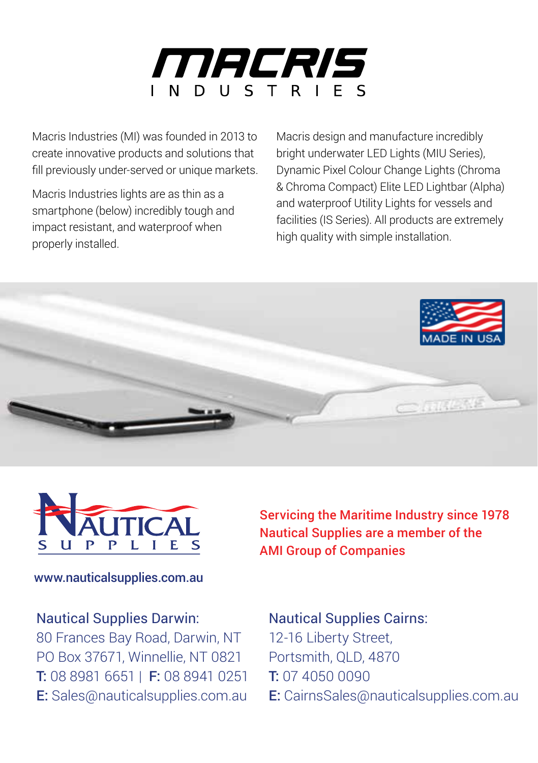# MACRIS INDUSTRIES

Macris Industries (MI) was founded in 2013 to create innovative products and solutions that fill previously under-served or unique markets.

Macris Industries lights are as thin as a smartphone (below) incredibly tough and impact resistant, and waterproof when properly installed.

Macris design and manufacture incredibly bright underwater LED Lights (MIU Series), Dynamic Pixel Colour Change Lights (Chroma & Chroma Compact) Elite LED Lightbar (Alpha) and waterproof Utility Lights for vessels and facilities (IS Series). All products are extremely high quality with simple installation.

MADE IN USA

# NAUTICAL SUPPLIES

www.nauticalsupplies.com.au

**Servicing the Maritime Industry since 1978**
**Nautical Supplies are a member of the AMI Group of Companies**

Nautical Supplies Darwin:
80 Frances Bay Road, Darwin, NT
PO Box 37671, Winnellie, NT 0821
**T:** 08 8981 6651 | **F:** 08 8941 0251
**E:** Sales@nauticalsupplies.com.au

Nautical Supplies Cairns:
12-16 Liberty Street,
Portsmith, QLD, 4870
**T:** 07 4050 0090
**E:** CairnsSales@nauticalsupplies.com.au